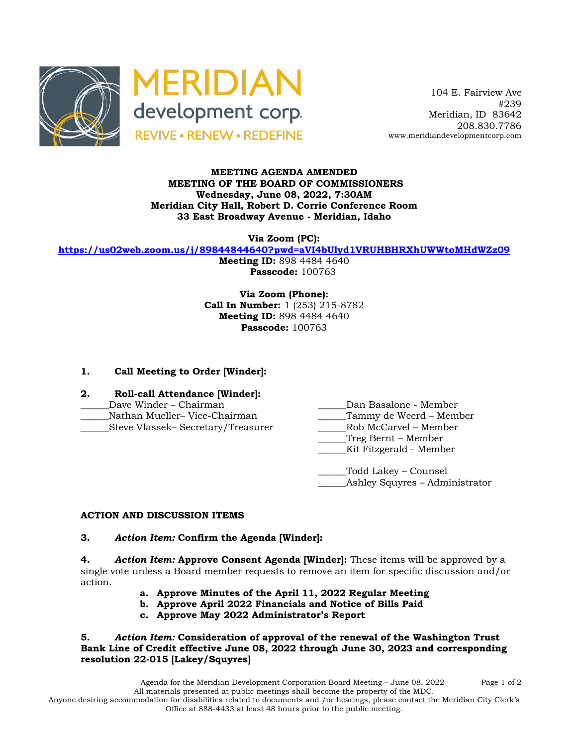MERIDIAN development corp.
REVIVE • RENEW • REDEFINE

104 E. Fairview Ave
#239
Meridian, ID 83642
208.830.7786
www.meridiandevelopmentcorp.com

**MEETING AGENDA AMENDED**
**MEETING OF THE BOARD OF COMMISSIONERS**
**Wednesday, June 08, 2022, 7:30AM**
**Meridian City Hall, Robert D. Corrie Conference Room**
**33 East Broadway Avenue - Meridian, Idaho**

**Via Zoom (PC):**
**https://us02web.zoom.us/j/89844844640?pwd=aVI4bUlyd1VRUHBHRXhUWWtoMHdWZz09**
**Meeting ID:** 898 4484 4640
**Passcode:** 100763

**Via Zoom (Phone):**
**Call In Number:** 1 (253) 215-8782
**Meeting ID:** 898 4484 4640
**Passcode:** 100763

**1. Call Meeting to Order [Winder]:**

**2. Roll-call Attendance [Winder]:**

______Dave Winder – Chairman
______Nathan Mueller– Vice-Chairman
______Steve Vlassek– Secretary/Treasurer
______Dan Basalone - Member
______Tammy de Weerd – Member
______Rob McCarvel – Member
______Treg Bernt – Member
______Kit Fitzgerald - Member

______Todd Lakey – Counsel
______Ashley Squyres – Administrator

**ACTION AND DISCUSSION ITEMS**

**3. *Action Item:* Confirm the Agenda [Winder]:**

**4. *Action Item:* Approve Consent Agenda [Winder]:** These items will be approved by a single vote unless a Board member requests to remove an item for specific discussion and/or action.

- **a. Approve Minutes of the April 11, 2022 Regular Meeting**
- **b. Approve April 2022 Financials and Notice of Bills Paid**
- **c. Approve May 2022 Administrator's Report**

**5. *Action Item:* Consideration of approval of the renewal of the Washington Trust Bank Line of Credit effective June 08, 2022 through June 30, 2023 and corresponding resolution 22-015 [Lakey/Squyres]**

All materials presented at public meetings shall become the property of the MDC.
Anyone desiring accommodation for disabilities related to documents and /or hearings, please contact the Meridian City Clerk's Office at 888-4433 at least 48 hours prior to the public meeting.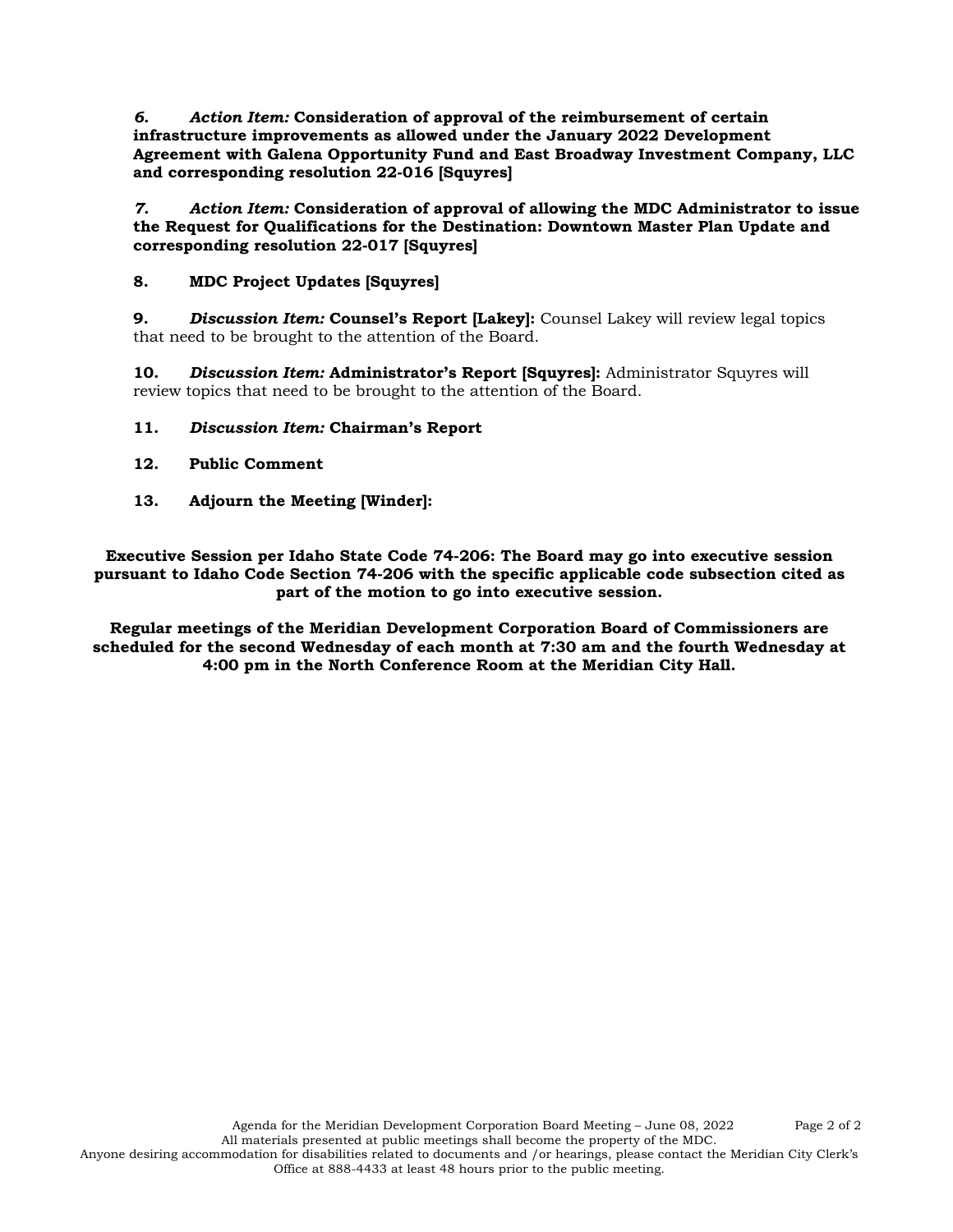*6.* ***Action Item:*** **Consideration of approval of the reimbursement of certain infrastructure improvements as allowed under the January 2022 Development Agreement with Galena Opportunity Fund and East Broadway Investment Company, LLC and corresponding resolution 22-016 [Squyres]**

*7.* ***Action Item:*** **Consideration of approval of allowing the MDC Administrator to issue the Request for Qualifications for the Destination: Downtown Master Plan Update and corresponding resolution 22-017 [Squyres]**

**8. MDC Project Updates [Squyres]**

**9.** ***Discussion Item:*** **Counsel's Report [Lakey]:** Counsel Lakey will review legal topics that need to be brought to the attention of the Board.

**10.** ***Discussion Item:*** **Administrator's Report [Squyres]:** Administrator Squyres will review topics that need to be brought to the attention of the Board.

**11.** ***Discussion Item:*** **Chairman's Report**

**12. Public Comment**

**13. Adjourn the Meeting [Winder]:**

**Executive Session per Idaho State Code 74-206: The Board may go into executive session pursuant to Idaho Code Section 74-206 with the specific applicable code subsection cited as part of the motion to go into executive session.**

**Regular meetings of the Meridian Development Corporation Board of Commissioners are scheduled for the second Wednesday of each month at 7:30 am and the fourth Wednesday at 4:00 pm in the North Conference Room at the Meridian City Hall.**

Agenda for the Meridian Development Corporation Board Meeting – June 08, 2022

All materials presented at public meetings shall become the property of the MDC.

Anyone desiring accommodation for disabilities related to documents and /or hearings, please contact the Meridian City Clerk's Office at 888-4433 at least 48 hours prior to the public meeting.